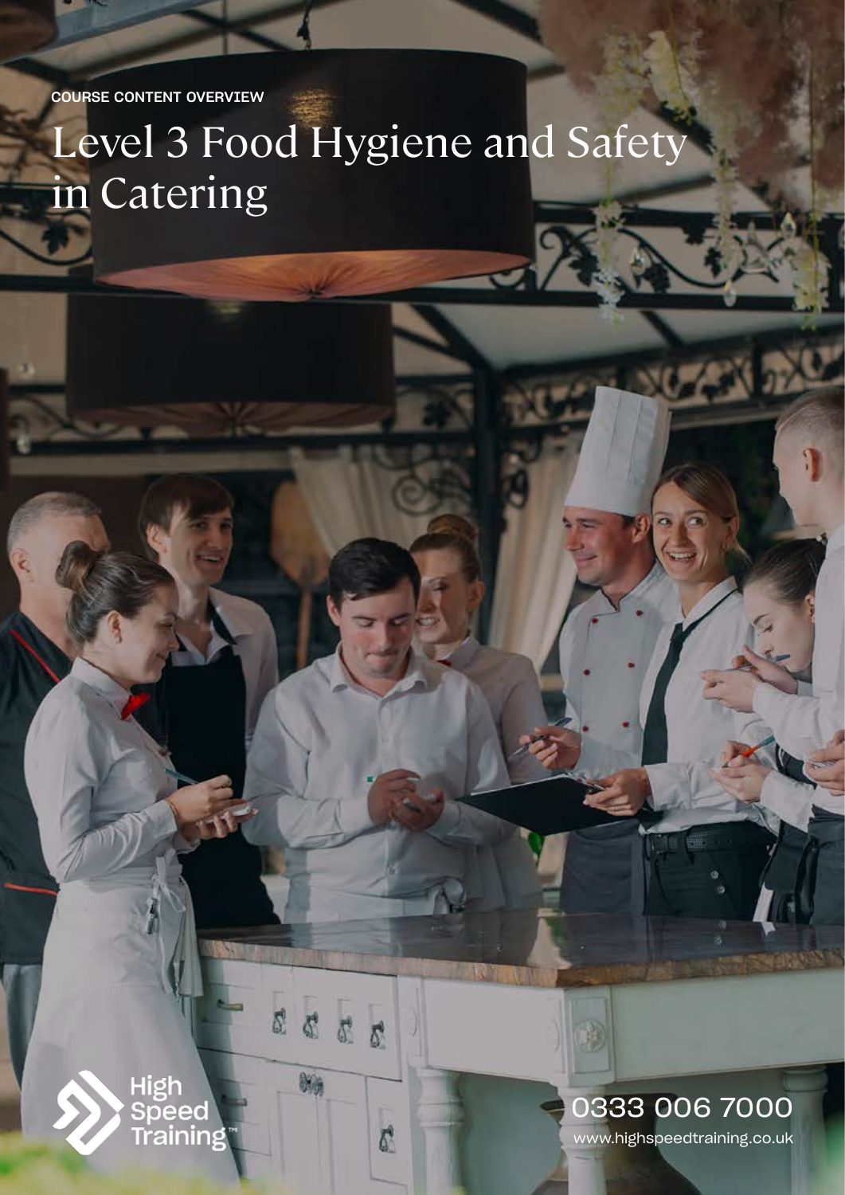COURSE CONTENT OVERVIEW

# Level 3 Food Hygiene and Safety in Catering

High Speed Training™

0333 006 7000

www.highspeedtraining.co.uk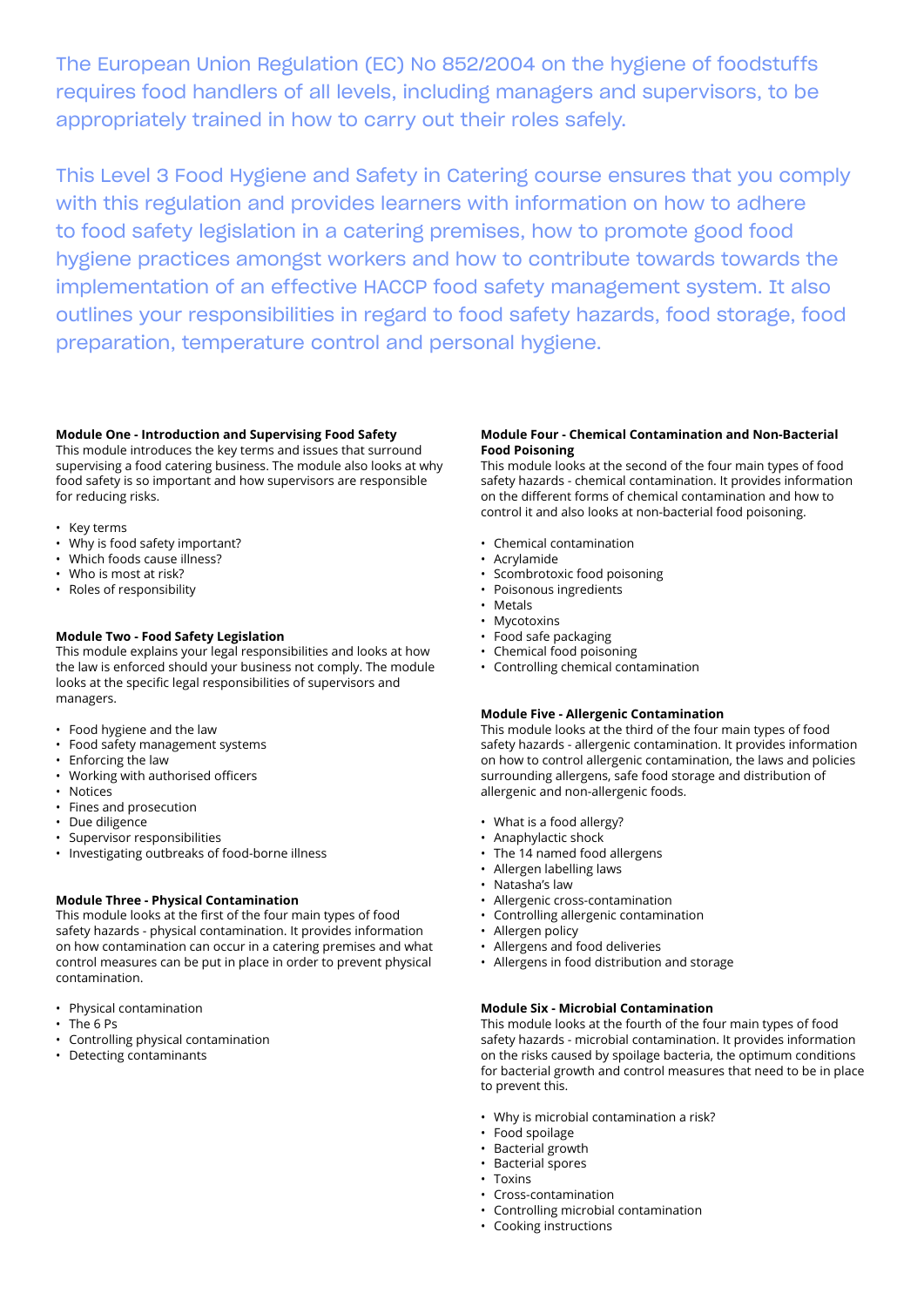The European Union Regulation (EC) No 852/2004 on the hygiene of foodstuffs requires food handlers of all levels, including managers and supervisors, to be appropriately trained in how to carry out their roles safely.

This Level 3 Food Hygiene and Safety in Catering course ensures that you comply with this regulation and provides learners with information on how to adhere to food safety legislation in a catering premises, how to promote good food hygiene practices amongst workers and how to contribute towards towards the implementation of an effective HACCP food safety management system. It also outlines your responsibilities in regard to food safety hazards, food storage, food preparation, temperature control and personal hygiene.

**Module One - Introduction and Supervising Food Safety**
This module introduces the key terms and issues that surround supervising a food catering business. The module also looks at why food safety is so important and how supervisors are responsible for reducing risks.

- Key terms
- Why is food safety important?
- Which foods cause illness?
- Who is most at risk?
- Roles of responsibility

**Module Two - Food Safety Legislation**
This module explains your legal responsibilities and looks at how the law is enforced should your business not comply. The module looks at the specific legal responsibilities of supervisors and managers.

- Food hygiene and the law
- Food safety management systems
- Enforcing the law
- Working with authorised officers
- Notices
- Fines and prosecution
- Due diligence
- Supervisor responsibilities
- Investigating outbreaks of food-borne illness

**Module Three - Physical Contamination**
This module looks at the first of the four main types of food safety hazards - physical contamination. It provides information on how contamination can occur in a catering premises and what control measures can be put in place in order to prevent physical contamination.

- Physical contamination
- The 6 Ps
- Controlling physical contamination
- Detecting contaminants

**Module Four - Chemical Contamination and Non-Bacterial Food Poisoning**
This module looks at the second of the four main types of food safety hazards - chemical contamination. It provides information on the different forms of chemical contamination and how to control it and also looks at non-bacterial food poisoning.

- Chemical contamination
- Acrylamide
- Scombrotoxic food poisoning
- Poisonous ingredients
- Metals
- Mycotoxins
- Food safe packaging
- Chemical food poisoning
- Controlling chemical contamination

**Module Five - Allergenic Contamination**
This module looks at the third of the four main types of food safety hazards - allergenic contamination. It provides information on how to control allergenic contamination, the laws and policies surrounding allergens, safe food storage and distribution of allergenic and non-allergenic foods.

- What is a food allergy?
- Anaphylactic shock
- The 14 named food allergens
- Allergen labelling laws
- Natasha's law
- Allergenic cross-contamination
- Controlling allergenic contamination
- Allergen policy
- Allergens and food deliveries
- Allergens in food distribution and storage

**Module Six - Microbial Contamination**
This module looks at the fourth of the four main types of food safety hazards - microbial contamination. It provides information on the risks caused by spoilage bacteria, the optimum conditions for bacterial growth and control measures that need to be in place to prevent this.

- Why is microbial contamination a risk?
- Food spoilage
- Bacterial growth
- Bacterial spores
- Toxins
- Cross-contamination
- Controlling microbial contamination
- Cooking instructions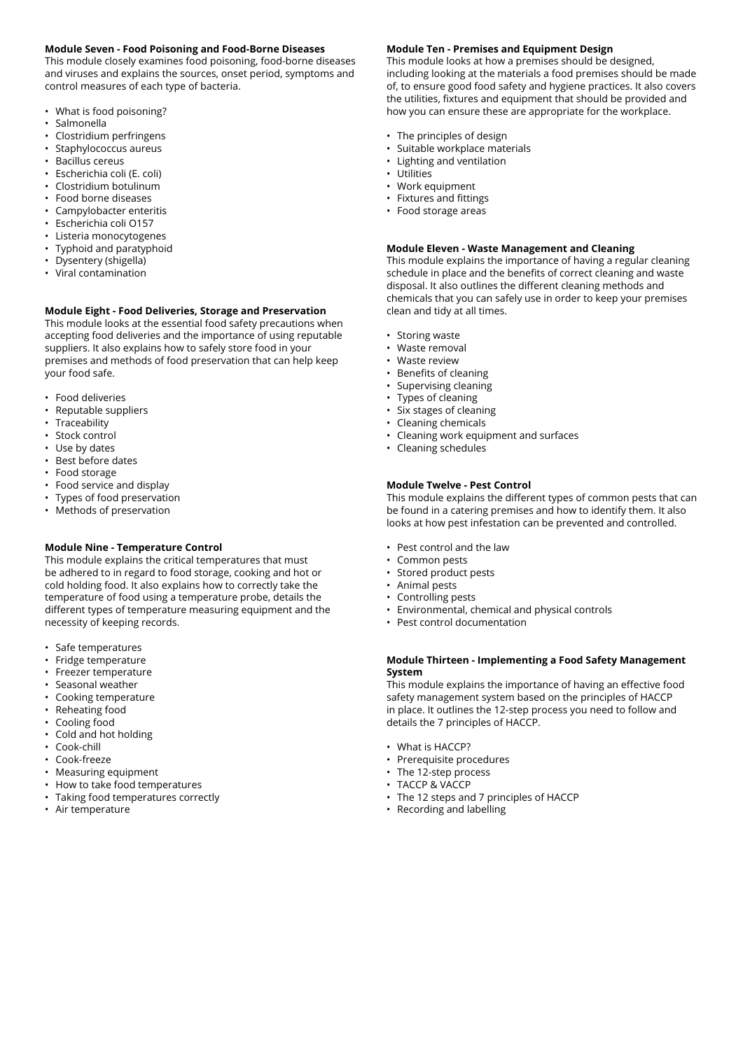**Module Seven - Food Poisoning and Food-Borne Diseases**

This module closely examines food poisoning, food-borne diseases and viruses and explains the sources, onset period, symptoms and control measures of each type of bacteria.

- What is food poisoning?
- Salmonella
- Clostridium perfringens
- Staphylococcus aureus
- Bacillus cereus
- Escherichia coli (E. coli)
- Clostridium botulinum
- Food borne diseases
- Campylobacter enteritis
- Escherichia coli O157
- Listeria monocytogenes
- Typhoid and paratyphoid
- Dysentery (shigella)
- Viral contamination

**Module Eight - Food Deliveries, Storage and Preservation**

This module looks at the essential food safety precautions when accepting food deliveries and the importance of using reputable suppliers. It also explains how to safely store food in your premises and methods of food preservation that can help keep your food safe.

- Food deliveries
- Reputable suppliers
- Traceability
- Stock control
- Use by dates
- Best before dates
- Food storage
- Food service and display
- Types of food preservation
- Methods of preservation

**Module Nine - Temperature Control**

This module explains the critical temperatures that must be adhered to in regard to food storage, cooking and hot or cold holding food. It also explains how to correctly take the temperature of food using a temperature probe, details the different types of temperature measuring equipment and the necessity of keeping records.

- Safe temperatures
- Fridge temperature
- Freezer temperature
- Seasonal weather
- Cooking temperature
- Reheating food
- Cooling food
- Cold and hot holding
- Cook-chill
- Cook-freeze
- Measuring equipment
- How to take food temperatures
- Taking food temperatures correctly
- Air temperature

**Module Ten - Premises and Equipment Design**

This module looks at how a premises should be designed, including looking at the materials a food premises should be made of, to ensure good food safety and hygiene practices. It also covers the utilities, fixtures and equipment that should be provided and how you can ensure these are appropriate for the workplace.

- The principles of design
- Suitable workplace materials
- Lighting and ventilation
- Utilities
- Work equipment
- Fixtures and fittings
- Food storage areas

**Module Eleven - Waste Management and Cleaning**

This module explains the importance of having a regular cleaning schedule in place and the benefits of correct cleaning and waste disposal. It also outlines the different cleaning methods and chemicals that you can safely use in order to keep your premises clean and tidy at all times.

- Storing waste
- Waste removal
- Waste review
- Benefits of cleaning
- Supervising cleaning
- Types of cleaning
- Six stages of cleaning
- Cleaning chemicals
- Cleaning work equipment and surfaces
- Cleaning schedules

**Module Twelve - Pest Control**

This module explains the different types of common pests that can be found in a catering premises and how to identify them. It also looks at how pest infestation can be prevented and controlled.

- Pest control and the law
- Common pests
- Stored product pests
- Animal pests
- Controlling pests
- Environmental, chemical and physical controls
- Pest control documentation

**Module Thirteen - Implementing a Food Safety Management System**

This module explains the importance of having an effective food safety management system based on the principles of HACCP in place. It outlines the 12-step process you need to follow and details the 7 principles of HACCP.

- What is HACCP?
- Prerequisite procedures
- The 12-step process
- TACCP & VACCP
- The 12 steps and 7 principles of HACCP
- Recording and labelling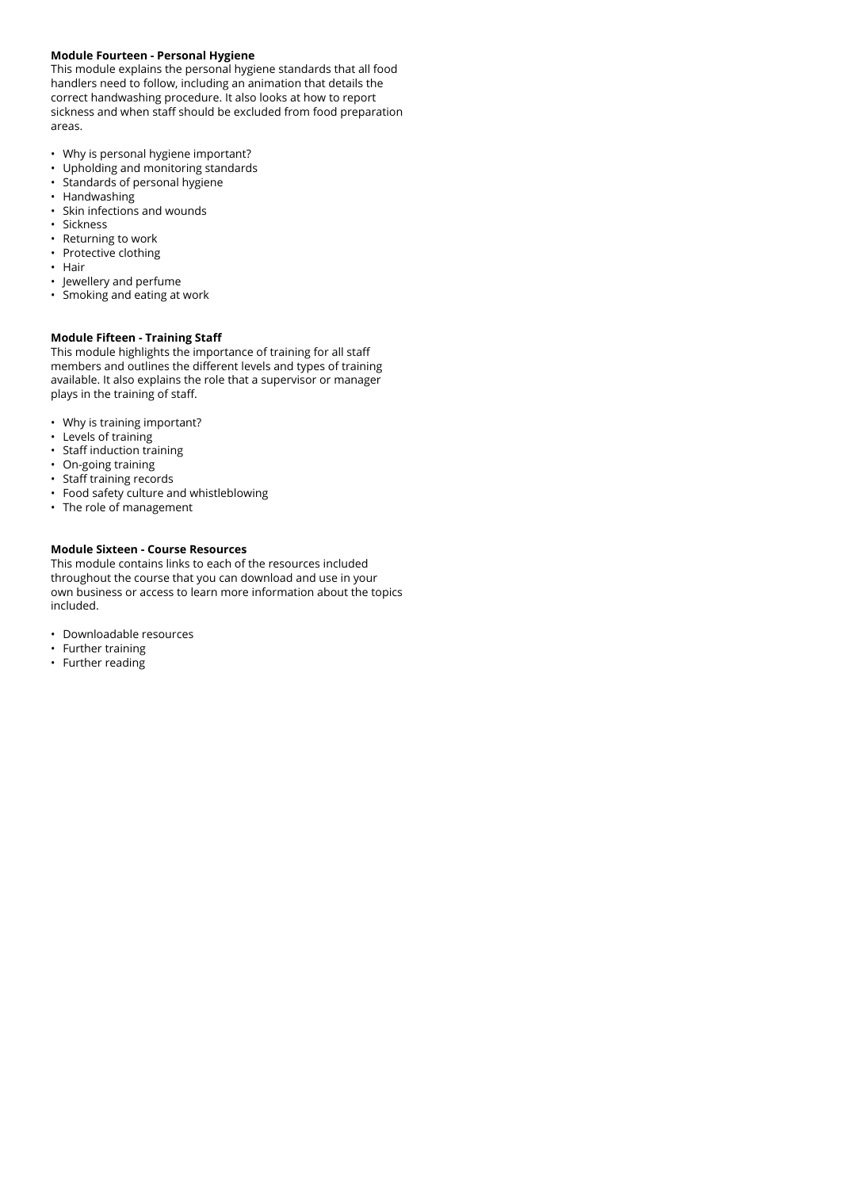**Module Fourteen - Personal Hygiene**

This module explains the personal hygiene standards that all food handlers need to follow, including an animation that details the correct handwashing procedure. It also looks at how to report sickness and when staff should be excluded from food preparation areas.

- Why is personal hygiene important?
- Upholding and monitoring standards
- Standards of personal hygiene
- Handwashing
- Skin infections and wounds
- Sickness
- Returning to work
- Protective clothing
- Hair
- Jewellery and perfume
- Smoking and eating at work

**Module Fifteen - Training Staff**

This module highlights the importance of training for all staff members and outlines the different levels and types of training available. It also explains the role that a supervisor or manager plays in the training of staff.

- Why is training important?
- Levels of training
- Staff induction training
- On-going training
- Staff training records
- Food safety culture and whistleblowing
- The role of management

**Module Sixteen - Course Resources**

This module contains links to each of the resources included throughout the course that you can download and use in your own business or access to learn more information about the topics included.

- Downloadable resources
- Further training
- Further reading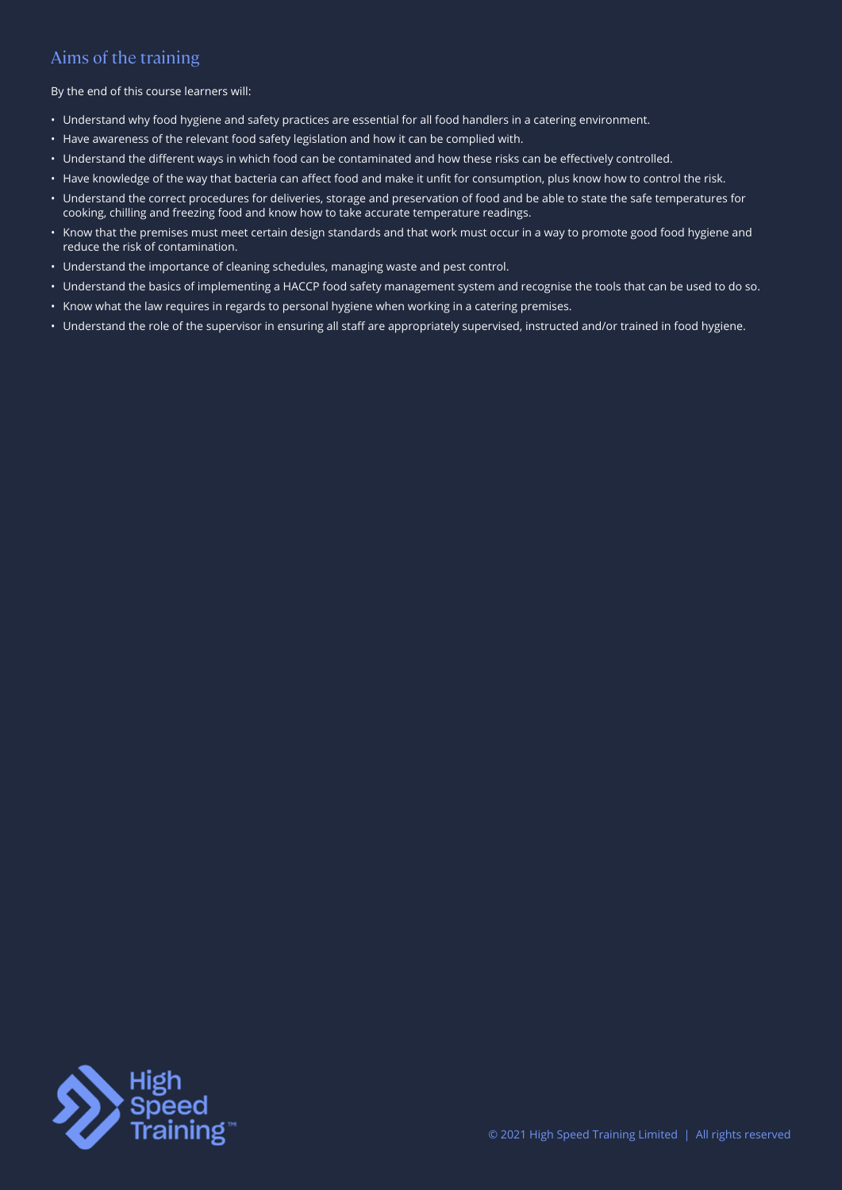## Aims of the training

By the end of this course learners will:

- Understand why food hygiene and safety practices are essential for all food handlers in a catering environment.
- Have awareness of the relevant food safety legislation and how it can be complied with.
- Understand the different ways in which food can be contaminated and how these risks can be effectively controlled.
- Have knowledge of the way that bacteria can affect food and make it unfit for consumption, plus know how to control the risk.
- Understand the correct procedures for deliveries, storage and preservation of food and be able to state the safe temperatures for cooking, chilling and freezing food and know how to take accurate temperature readings.
- Know that the premises must meet certain design standards and that work must occur in a way to promote good food hygiene and reduce the risk of contamination.
- Understand the importance of cleaning schedules, managing waste and pest control.
- Understand the basics of implementing a HACCP food safety management system and recognise the tools that can be used to do so.
- Know what the law requires in regards to personal hygiene when working in a catering premises.
- Understand the role of the supervisor in ensuring all staff are appropriately supervised, instructed and/or trained in food hygiene.

High Speed Training™

© 2021 High Speed Training Limited | All rights reserved